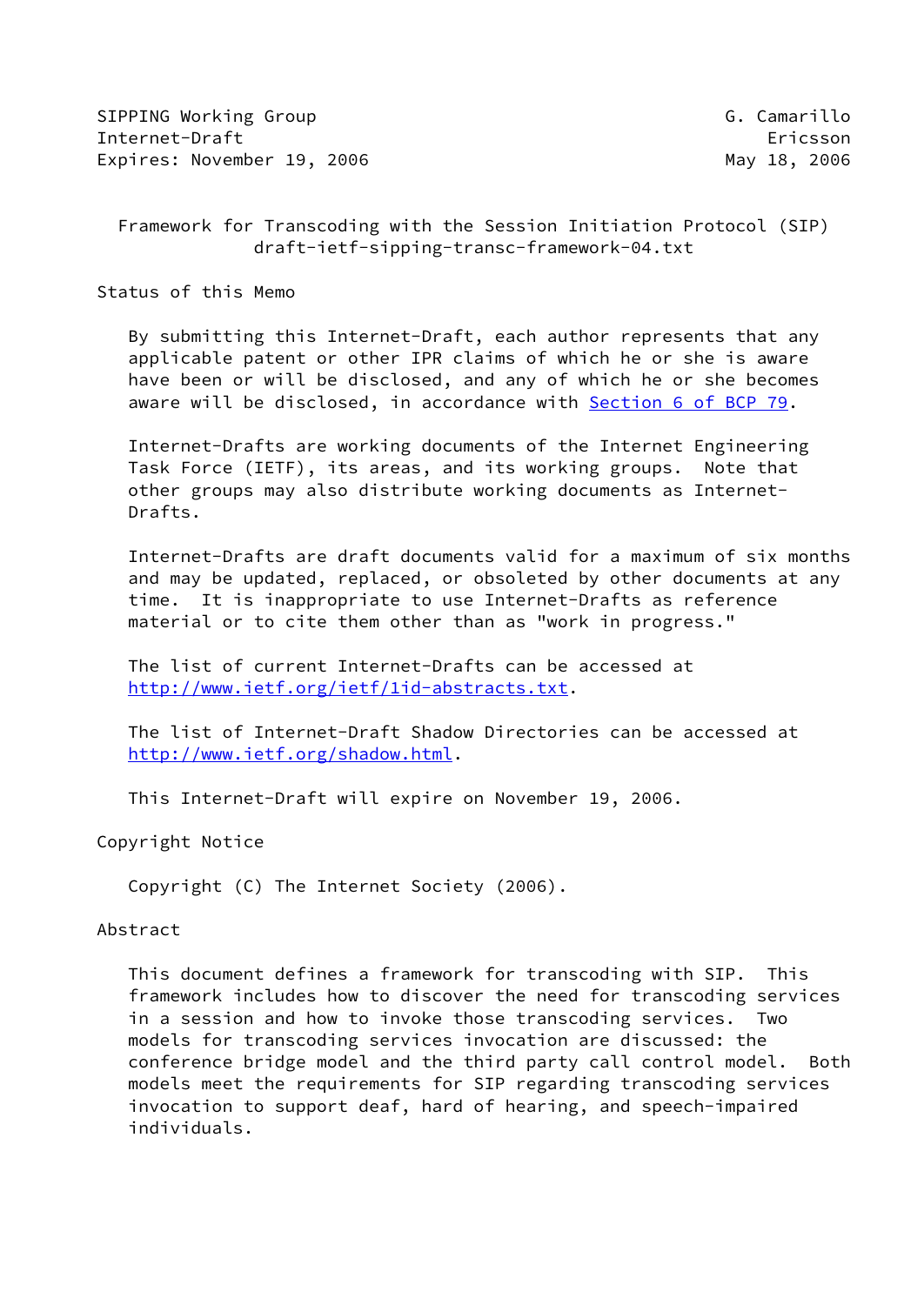SIPPING Working Group G. Camarillo
Internet-Draft Ericsson
Expires: November 19, 2006 May 18, 2006

# Framework for Transcoding with the Session Initiation Protocol (SIP)
draft-ietf-sipping-transc-framework-04.txt

## Status of this Memo

By submitting this Internet-Draft, each author represents that any applicable patent or other IPR claims of which he or she is aware have been or will be disclosed, and any of which he or she becomes aware will be disclosed, in accordance with Section 6 of BCP 79.

Internet-Drafts are working documents of the Internet Engineering Task Force (IETF), its areas, and its working groups. Note that other groups may also distribute working documents as Internet-Drafts.

Internet-Drafts are draft documents valid for a maximum of six months and may be updated, replaced, or obsoleted by other documents at any time. It is inappropriate to use Internet-Drafts as reference material or to cite them other than as "work in progress."

The list of current Internet-Drafts can be accessed at http://www.ietf.org/ietf/1id-abstracts.txt.

The list of Internet-Draft Shadow Directories can be accessed at http://www.ietf.org/shadow.html.

This Internet-Draft will expire on November 19, 2006.

## Copyright Notice

Copyright (C) The Internet Society (2006).

## Abstract

This document defines a framework for transcoding with SIP. This framework includes how to discover the need for transcoding services in a session and how to invoke those transcoding services. Two models for transcoding services invocation are discussed: the conference bridge model and the third party call control model. Both models meet the requirements for SIP regarding transcoding services invocation to support deaf, hard of hearing, and speech-impaired individuals.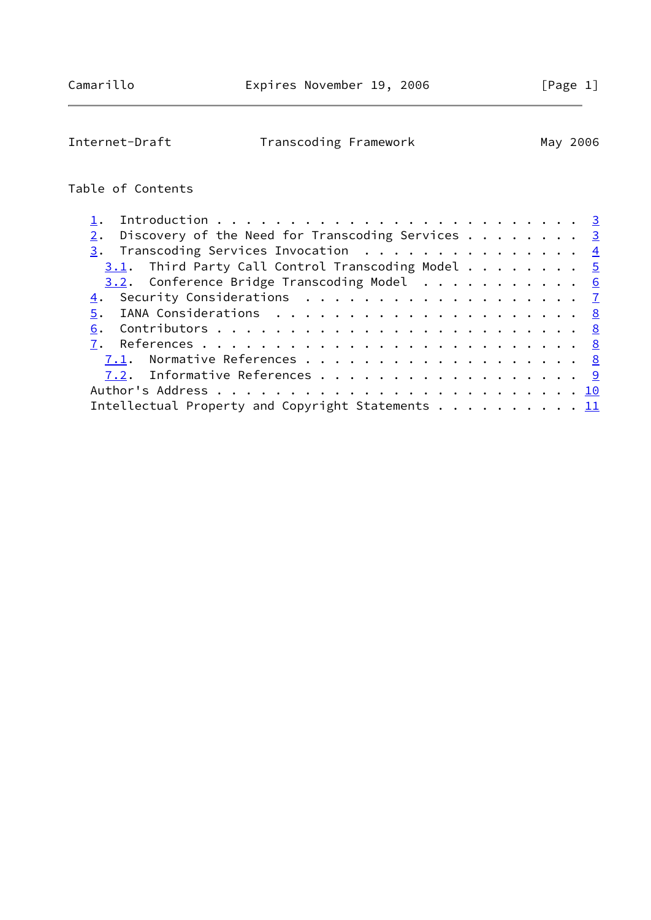## Table of Contents

```
   1.  Introduction . . . . . . . . . . . . . . . . . . . . . . . .  3
   2.  Discovery of the Need for Transcoding Services . . . . . . . .  3
   3.  Transcoding Services Invocation  . . . . . . . . . . . . . . .  4
     3.1.  Third Party Call Control Transcoding Model . . . . . . . .  5
     3.2.  Conference Bridge Transcoding Model  . . . . . . . . . . .  6
   4.  Security Considerations  . . . . . . . . . . . . . . . . . . .  7
   5.  IANA Considerations  . . . . . . . . . . . . . . . . . . . . .  8
   6.  Contributors . . . . . . . . . . . . . . . . . . . . . . . . .  8
   7.  References . . . . . . . . . . . . . . . . . . . . . . . . . .  8
     7.1.  Normative References . . . . . . . . . . . . . . . . . . .  8
     7.2.  Informative References . . . . . . . . . . . . . . . . . .  9
   Author's Address . . . . . . . . . . . . . . . . . . . . . . . . . 10
   Intellectual Property and Copyright Statements . . . . . . . . . . 11
```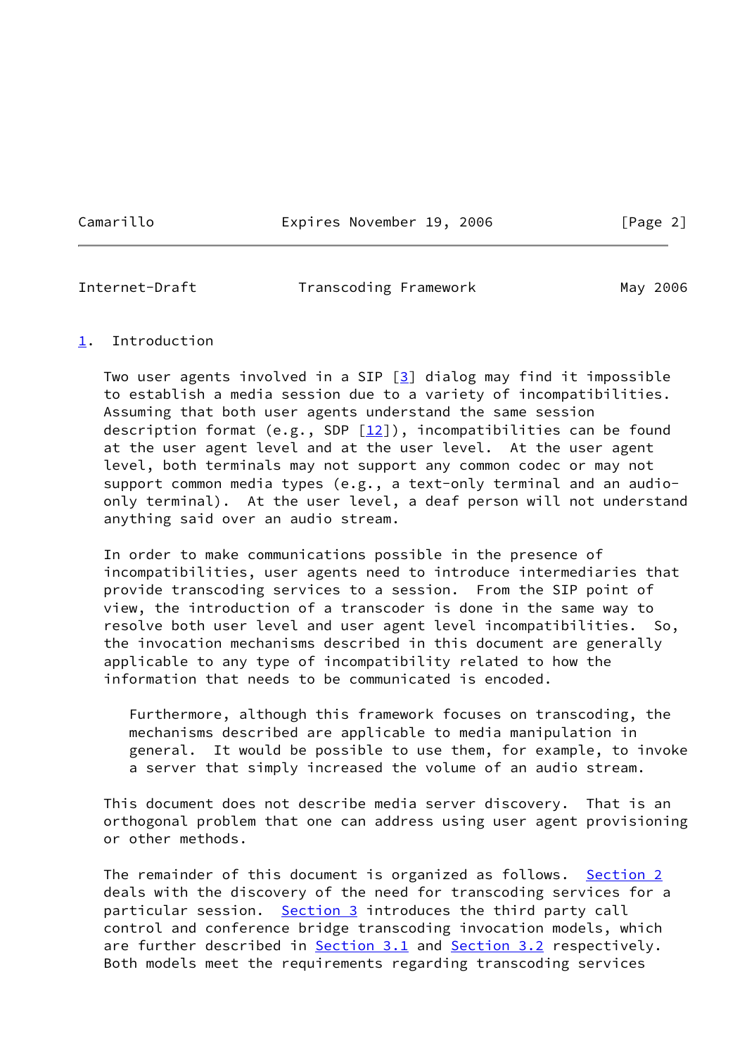## 1. Introduction

Two user agents involved in a SIP [3] dialog may find it impossible to establish a media session due to a variety of incompatibilities. Assuming that both user agents understand the same session description format (e.g., SDP [12]), incompatibilities can be found at the user agent level and at the user level. At the user agent level, both terminals may not support any common codec or may not support common media types (e.g., a text-only terminal and an audio-only terminal). At the user level, a deaf person will not understand anything said over an audio stream.

In order to make communications possible in the presence of incompatibilities, user agents need to introduce intermediaries that provide transcoding services to a session. From the SIP point of view, the introduction of a transcoder is done in the same way to resolve both user level and user agent level incompatibilities. So, the invocation mechanisms described in this document are generally applicable to any type of incompatibility related to how the information that needs to be communicated is encoded.

> Furthermore, although this framework focuses on transcoding, the mechanisms described are applicable to media manipulation in general. It would be possible to use them, for example, to invoke a server that simply increased the volume of an audio stream.

This document does not describe media server discovery. That is an orthogonal problem that one can address using user agent provisioning or other methods.

The remainder of this document is organized as follows. Section 2 deals with the discovery of the need for transcoding services for a particular session. Section 3 introduces the third party call control and conference bridge transcoding invocation models, which are further described in Section 3.1 and Section 3.2 respectively. Both models meet the requirements regarding transcoding services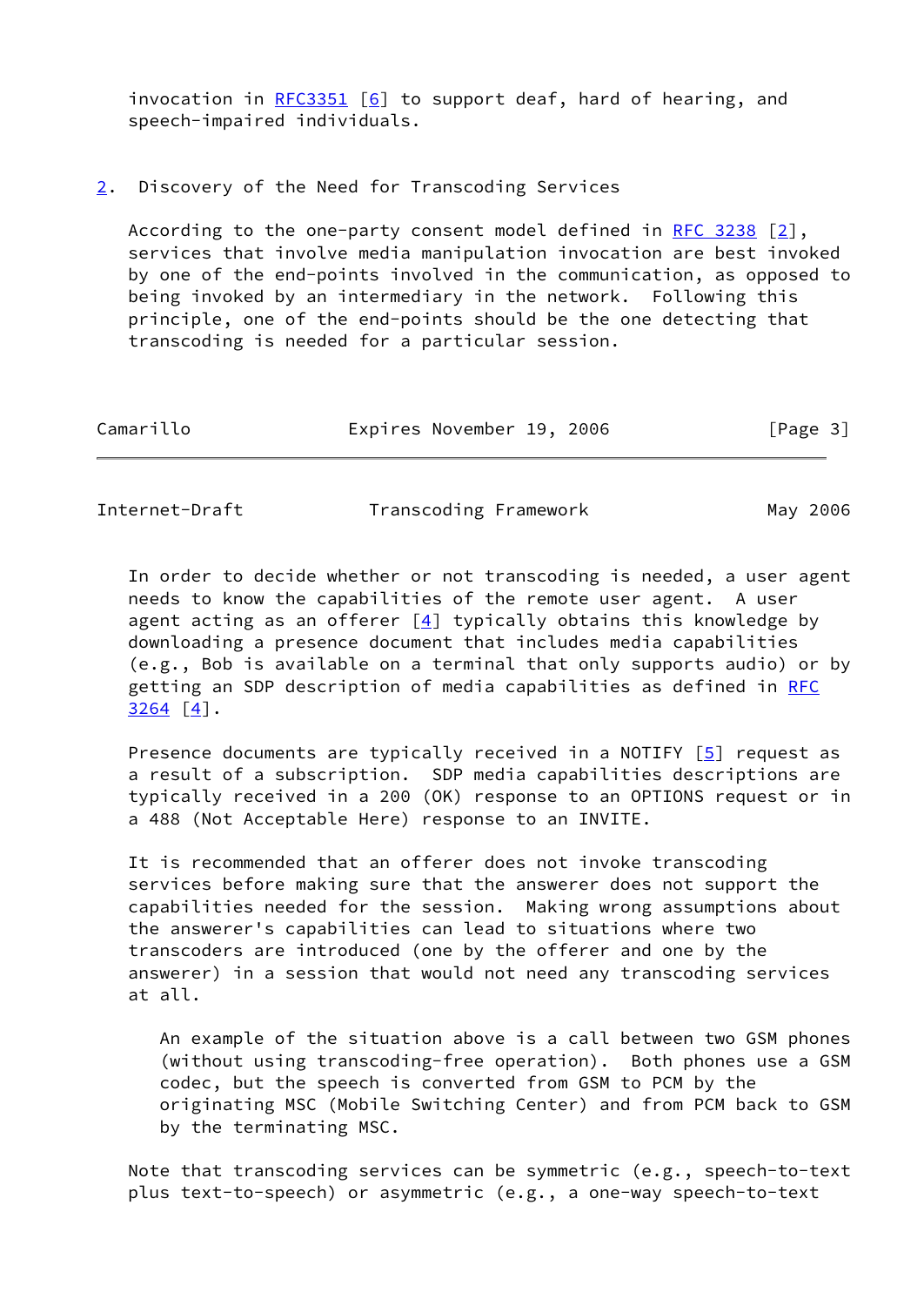invocation in RFC3351 [6] to support deaf, hard of hearing, and speech-impaired individuals.

## 2. Discovery of the Need for Transcoding Services

According to the one-party consent model defined in RFC 3238 [2], services that involve media manipulation invocation are best invoked by one of the end-points involved in the communication, as opposed to being invoked by an intermediary in the network. Following this principle, one of the end-points should be the one detecting that transcoding is needed for a particular session.

In order to decide whether or not transcoding is needed, a user agent needs to know the capabilities of the remote user agent. A user agent acting as an offerer [4] typically obtains this knowledge by downloading a presence document that includes media capabilities (e.g., Bob is available on a terminal that only supports audio) or by getting an SDP description of media capabilities as defined in RFC 3264 [4].

Presence documents are typically received in a NOTIFY [5] request as a result of a subscription. SDP media capabilities descriptions are typically received in a 200 (OK) response to an OPTIONS request or in a 488 (Not Acceptable Here) response to an INVITE.

It is recommended that an offerer does not invoke transcoding services before making sure that the answerer does not support the capabilities needed for the session. Making wrong assumptions about the answerer's capabilities can lead to situations where two transcoders are introduced (one by the offerer and one by the answerer) in a session that would not need any transcoding services at all.

> An example of the situation above is a call between two GSM phones (without using transcoding-free operation). Both phones use a GSM codec, but the speech is converted from GSM to PCM by the originating MSC (Mobile Switching Center) and from PCM back to GSM by the terminating MSC.

Note that transcoding services can be symmetric (e.g., speech-to-text plus text-to-speech) or asymmetric (e.g., a one-way speech-to-text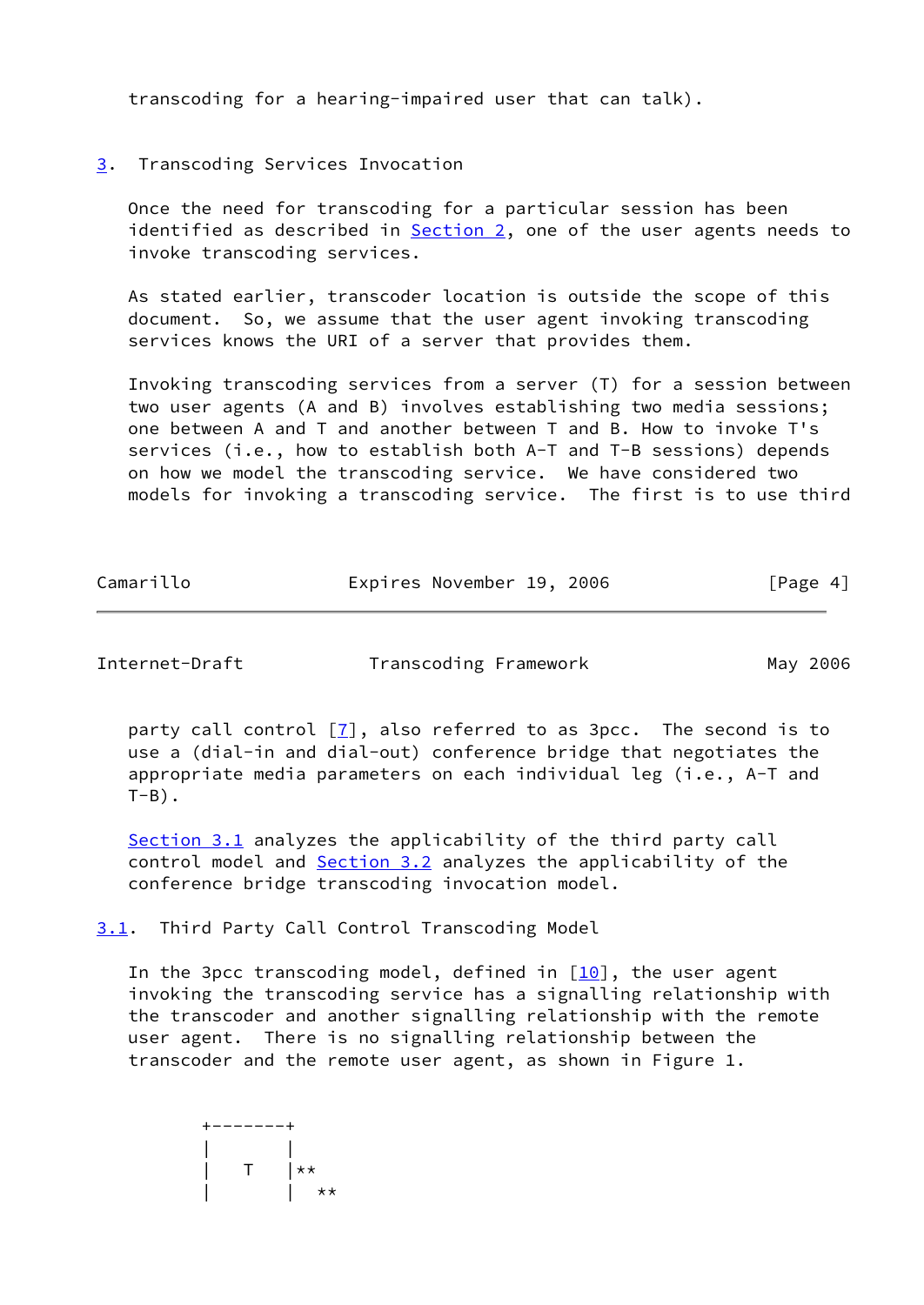transcoding for a hearing-impaired user that can talk).

# 3. Transcoding Services Invocation

Once the need for transcoding for a particular session has been identified as described in Section 2, one of the user agents needs to invoke transcoding services.

As stated earlier, transcoder location is outside the scope of this document. So, we assume that the user agent invoking transcoding services knows the URI of a server that provides them.

Invoking transcoding services from a server (T) for a session between two user agents (A and B) involves establishing two media sessions; one between A and T and another between T and B. How to invoke T's services (i.e., how to establish both A-T and T-B sessions) depends on how we model the transcoding service. We have considered two models for invoking a transcoding service. The first is to use third party call control [7], also referred to as 3pcc. The second is to use a (dial-in and dial-out) conference bridge that negotiates the appropriate media parameters on each individual leg (i.e., A-T and T-B).

Section 3.1 analyzes the applicability of the third party call control model and Section 3.2 analyzes the applicability of the conference bridge transcoding invocation model.

## 3.1. Third Party Call Control Transcoding Model

In the 3pcc transcoding model, defined in [10], the user agent invoking the transcoding service has a signalling relationship with the transcoder and another signalling relationship with the remote user agent. There is no signalling relationship between the transcoder and the remote user agent, as shown in Figure 1.

```
+-------+
|       |
|   T   |**
|       |  **
```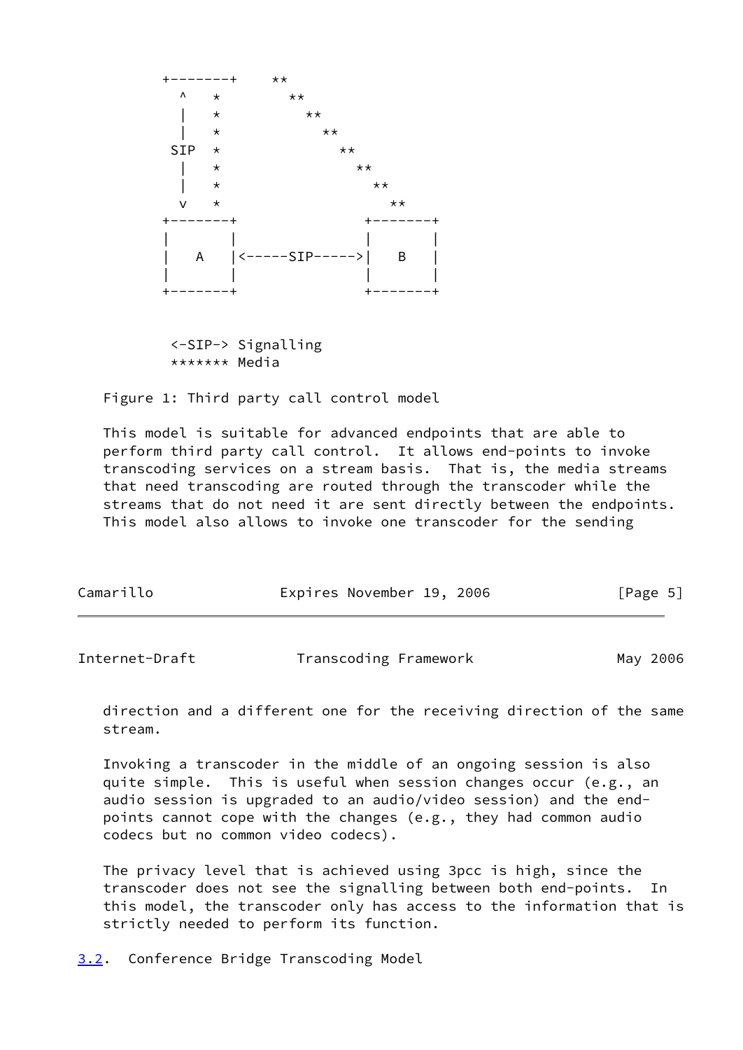```
        +-------+     **
          ^   *        **
          |   *          **
          |   *            **
         SIP  *              **
          |   *                **
          |   *                  **
          v   *                    **
        +-------+               +-------+
        |       |               |       |
        |   A   |<-----SIP----->|   B   |
        |       |               |       |
        +-------+               +-------+


         <-SIP-> Signalling
         ******* Media
```

Figure 1: Third party call control model

This model is suitable for advanced endpoints that are able to perform third party call control. It allows end-points to invoke transcoding services on a stream basis. That is, the media streams that need transcoding are routed through the transcoder while the streams that do not need it are sent directly between the endpoints. This model also allows to invoke one transcoder for the sending direction and a different one for the receiving direction of the same stream.

Invoking a transcoder in the middle of an ongoing session is also quite simple. This is useful when session changes occur (e.g., an audio session is upgraded to an audio/video session) and the end-points cannot cope with the changes (e.g., they had common audio codecs but no common video codecs).

The privacy level that is achieved using 3pcc is high, since the transcoder does not see the signalling between both end-points. In this model, the transcoder only has access to the information that is strictly needed to perform its function.

### 3.2. Conference Bridge Transcoding Model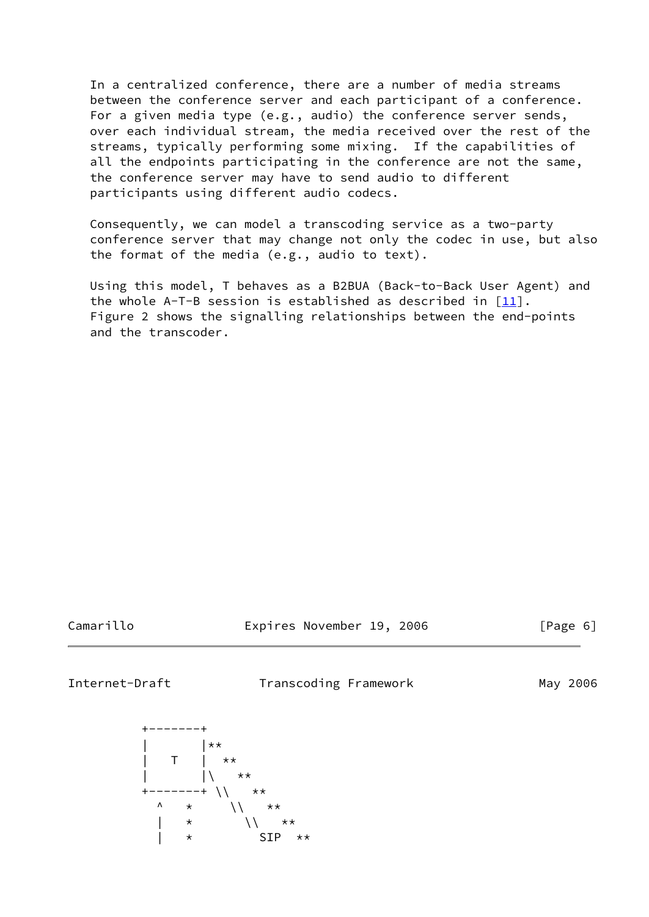In a centralized conference, there are a number of media streams between the conference server and each participant of a conference. For a given media type (e.g., audio) the conference server sends, over each individual stream, the media received over the rest of the streams, typically performing some mixing. If the capabilities of all the endpoints participating in the conference are not the same, the conference server may have to send audio to different participants using different audio codecs.

Consequently, we can model a transcoding service as a two-party conference server that may change not only the codec in use, but also the format of the media (e.g., audio to text).

Using this model, T behaves as a B2BUA (Back-to-Back User Agent) and the whole A-T-B session is established as described in [11]. Figure 2 shows the signalling relationships between the end-points and the transcoder.

```
      +-------+
      |       |**
      |   T   |  **
      |       |\   **
      +-------+ \\   **
        ^   *     \\   **
        |   *       \\   **
        |   *         SIP  **
```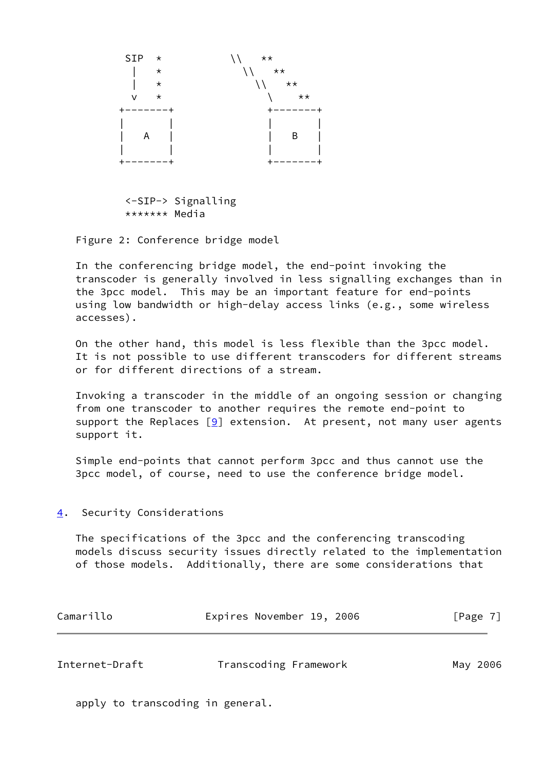```
          SIP  *           \\   **
           |   *             \\   **
           |   *               \\   **
           v   *                 \    **
         +-------+              +-------+
         |       |              |       |
         |   A   |              |   B   |
         |       |              |       |
         +-------+              +-------+


          <-SIP-> Signalling
          ******* Media
```

Figure 2: Conference bridge model

In the conferencing bridge model, the end-point invoking the transcoder is generally involved in less signalling exchanges than in the 3pcc model. This may be an important feature for end-points using low bandwidth or high-delay access links (e.g., some wireless accesses).

On the other hand, this model is less flexible than the 3pcc model. It is not possible to use different transcoders for different streams or for different directions of a stream.

Invoking a transcoder in the middle of an ongoing session or changing from one transcoder to another requires the remote end-point to support the Replaces [9] extension. At present, not many user agents support it.

Simple end-points that cannot perform 3pcc and thus cannot use the 3pcc model, of course, need to use the conference bridge model.

## 4. Security Considerations

The specifications of the 3pcc and the conferencing transcoding models discuss security issues directly related to the implementation of those models. Additionally, there are some considerations that apply to transcoding in general.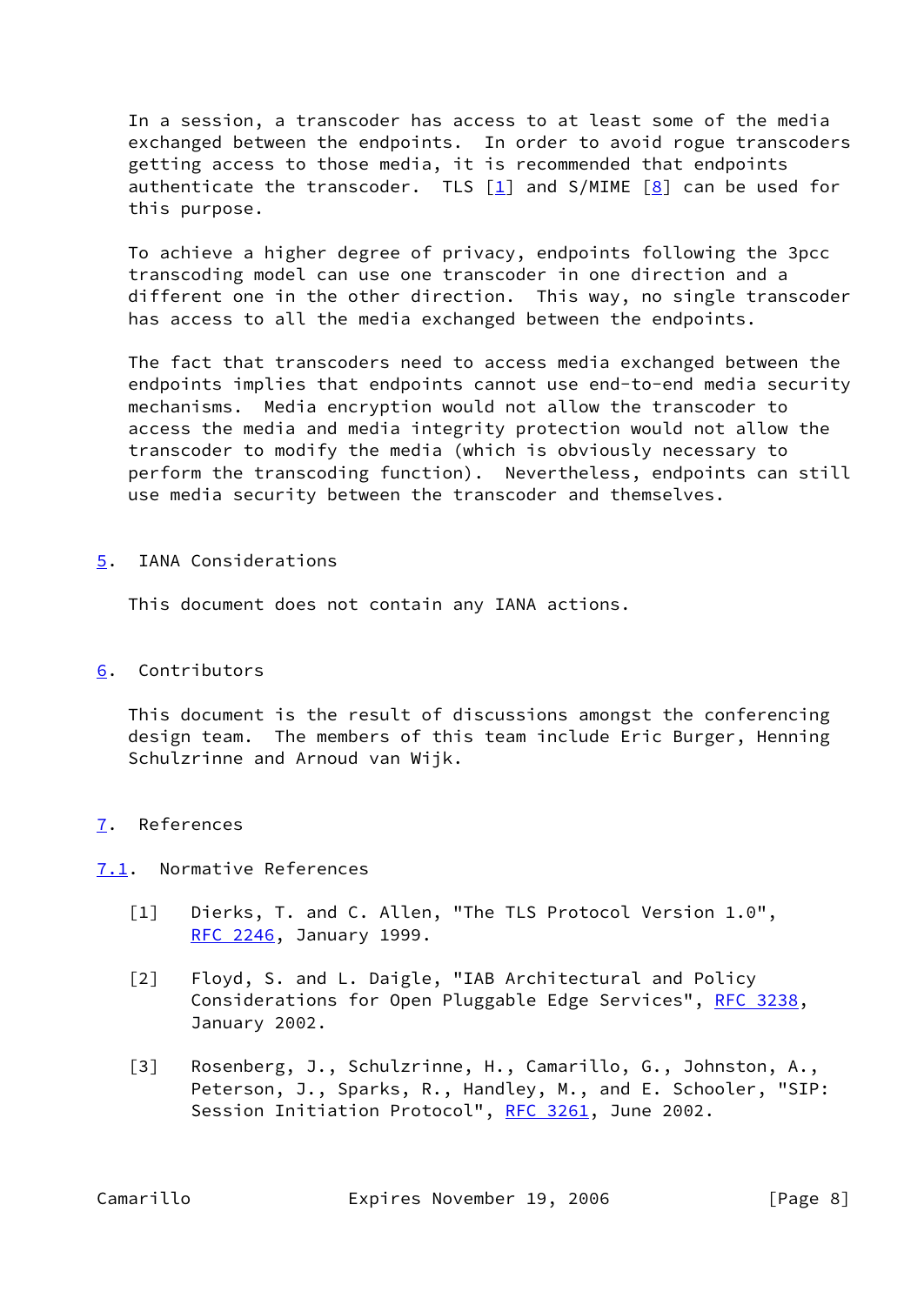In a session, a transcoder has access to at least some of the media exchanged between the endpoints. In order to avoid rogue transcoders getting access to those media, it is recommended that endpoints authenticate the transcoder. TLS [1] and S/MIME [8] can be used for this purpose.

To achieve a higher degree of privacy, endpoints following the 3pcc transcoding model can use one transcoder in one direction and a different one in the other direction. This way, no single transcoder has access to all the media exchanged between the endpoints.

The fact that transcoders need to access media exchanged between the endpoints implies that endpoints cannot use end-to-end media security mechanisms. Media encryption would not allow the transcoder to access the media and media integrity protection would not allow the transcoder to modify the media (which is obviously necessary to perform the transcoding function). Nevertheless, endpoints can still use media security between the transcoder and themselves.

## 5. IANA Considerations

This document does not contain any IANA actions.

## 6. Contributors

This document is the result of discussions amongst the conferencing design team. The members of this team include Eric Burger, Henning Schulzrinne and Arnoud van Wijk.

## 7. References

### 7.1. Normative References

[1] Dierks, T. and C. Allen, "The TLS Protocol Version 1.0", RFC 2246, January 1999.

[2] Floyd, S. and L. Daigle, "IAB Architectural and Policy Considerations for Open Pluggable Edge Services", RFC 3238, January 2002.

[3] Rosenberg, J., Schulzrinne, H., Camarillo, G., Johnston, A., Peterson, J., Sparks, R., Handley, M., and E. Schooler, "SIP: Session Initiation Protocol", RFC 3261, June 2002.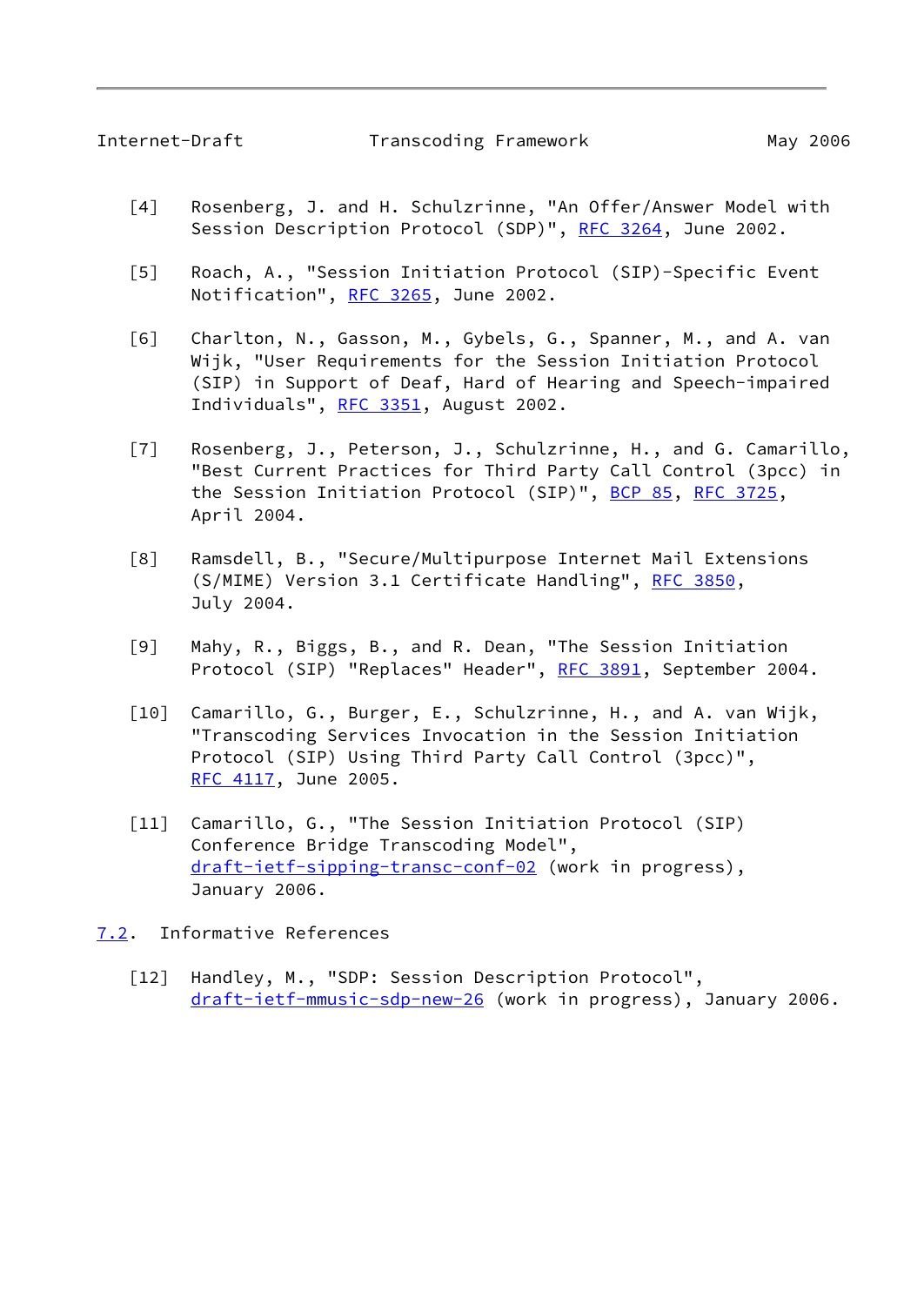[4] Rosenberg, J. and H. Schulzrinne, "An Offer/Answer Model with Session Description Protocol (SDP)", RFC 3264, June 2002.

[5] Roach, A., "Session Initiation Protocol (SIP)-Specific Event Notification", RFC 3265, June 2002.

[6] Charlton, N., Gasson, M., Gybels, G., Spanner, M., and A. van Wijk, "User Requirements for the Session Initiation Protocol (SIP) in Support of Deaf, Hard of Hearing and Speech-impaired Individuals", RFC 3351, August 2002.

[7] Rosenberg, J., Peterson, J., Schulzrinne, H., and G. Camarillo, "Best Current Practices for Third Party Call Control (3pcc) in the Session Initiation Protocol (SIP)", BCP 85, RFC 3725, April 2004.

[8] Ramsdell, B., "Secure/Multipurpose Internet Mail Extensions (S/MIME) Version 3.1 Certificate Handling", RFC 3850, July 2004.

[9] Mahy, R., Biggs, B., and R. Dean, "The Session Initiation Protocol (SIP) "Replaces" Header", RFC 3891, September 2004.

[10] Camarillo, G., Burger, E., Schulzrinne, H., and A. van Wijk, "Transcoding Services Invocation in the Session Initiation Protocol (SIP) Using Third Party Call Control (3pcc)", RFC 4117, June 2005.

[11] Camarillo, G., "The Session Initiation Protocol (SIP) Conference Bridge Transcoding Model", draft-ietf-sipping-transc-conf-02 (work in progress), January 2006.

## 7.2. Informative References

[12] Handley, M., "SDP: Session Description Protocol", draft-ietf-mmusic-sdp-new-26 (work in progress), January 2006.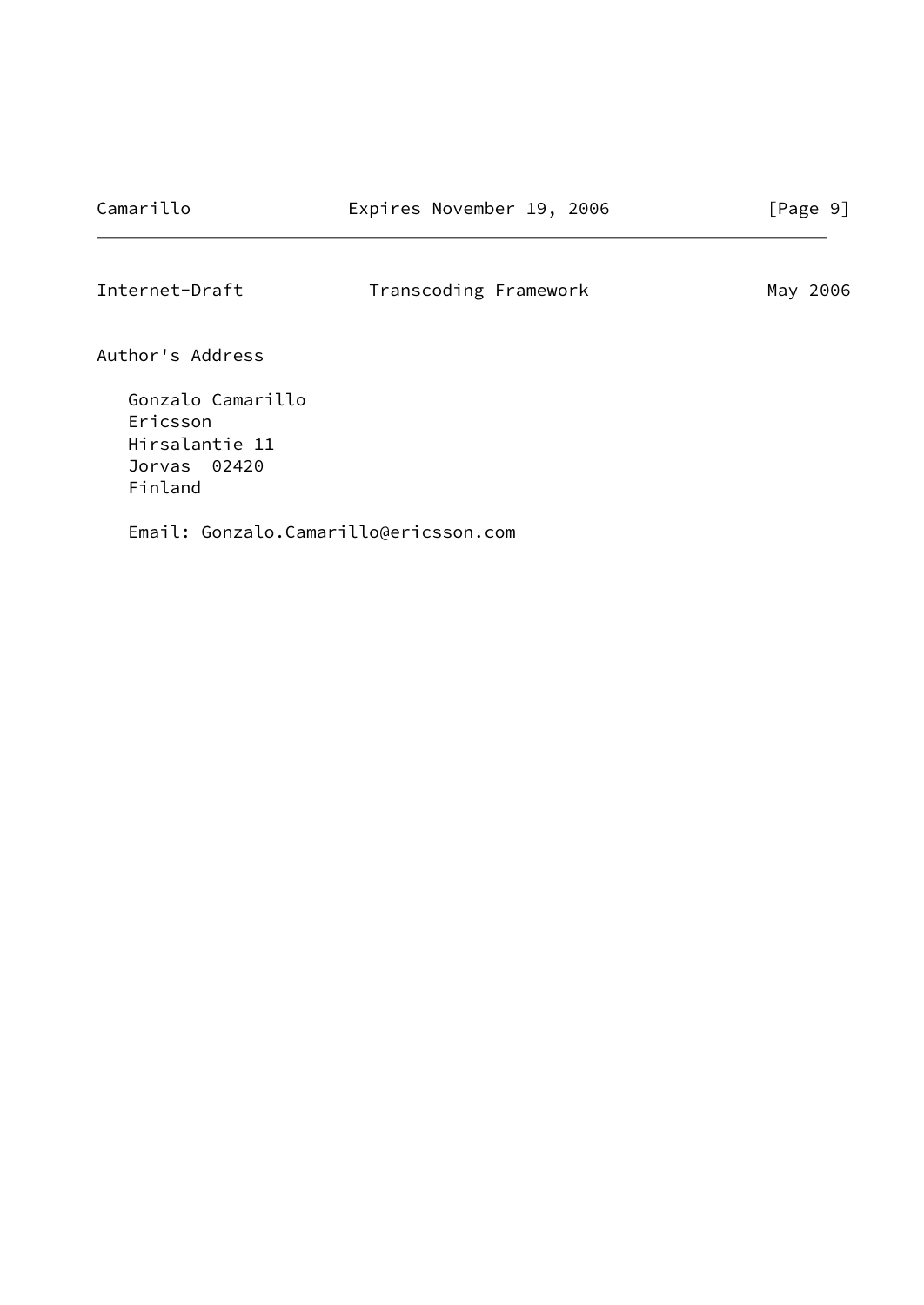## Author's Address

Gonzalo Camarillo
Ericsson
Hirsalantie 11
Jorvas  02420
Finland

Email: Gonzalo.Camarillo@ericsson.com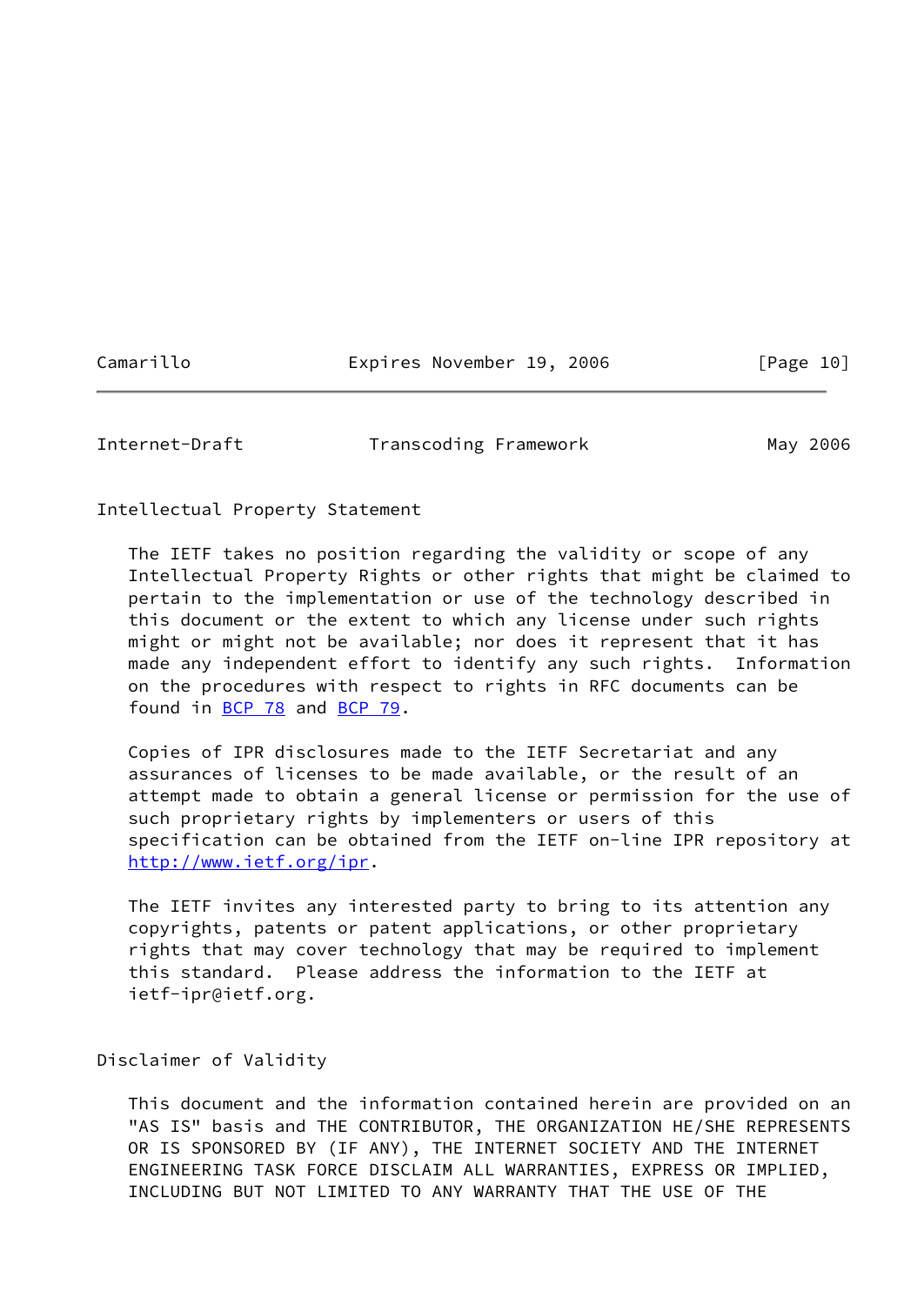## Intellectual Property Statement

The IETF takes no position regarding the validity or scope of any Intellectual Property Rights or other rights that might be claimed to pertain to the implementation or use of the technology described in this document or the extent to which any license under such rights might or might not be available; nor does it represent that it has made any independent effort to identify any such rights. Information on the procedures with respect to rights in RFC documents can be found in BCP 78 and BCP 79.

Copies of IPR disclosures made to the IETF Secretariat and any assurances of licenses to be made available, or the result of an attempt made to obtain a general license or permission for the use of such proprietary rights by implementers or users of this specification can be obtained from the IETF on-line IPR repository at http://www.ietf.org/ipr.

The IETF invites any interested party to bring to its attention any copyrights, patents or patent applications, or other proprietary rights that may cover technology that may be required to implement this standard. Please address the information to the IETF at ietf-ipr@ietf.org.

## Disclaimer of Validity

This document and the information contained herein are provided on an "AS IS" basis and THE CONTRIBUTOR, THE ORGANIZATION HE/SHE REPRESENTS OR IS SPONSORED BY (IF ANY), THE INTERNET SOCIETY AND THE INTERNET ENGINEERING TASK FORCE DISCLAIM ALL WARRANTIES, EXPRESS OR IMPLIED, INCLUDING BUT NOT LIMITED TO ANY WARRANTY THAT THE USE OF THE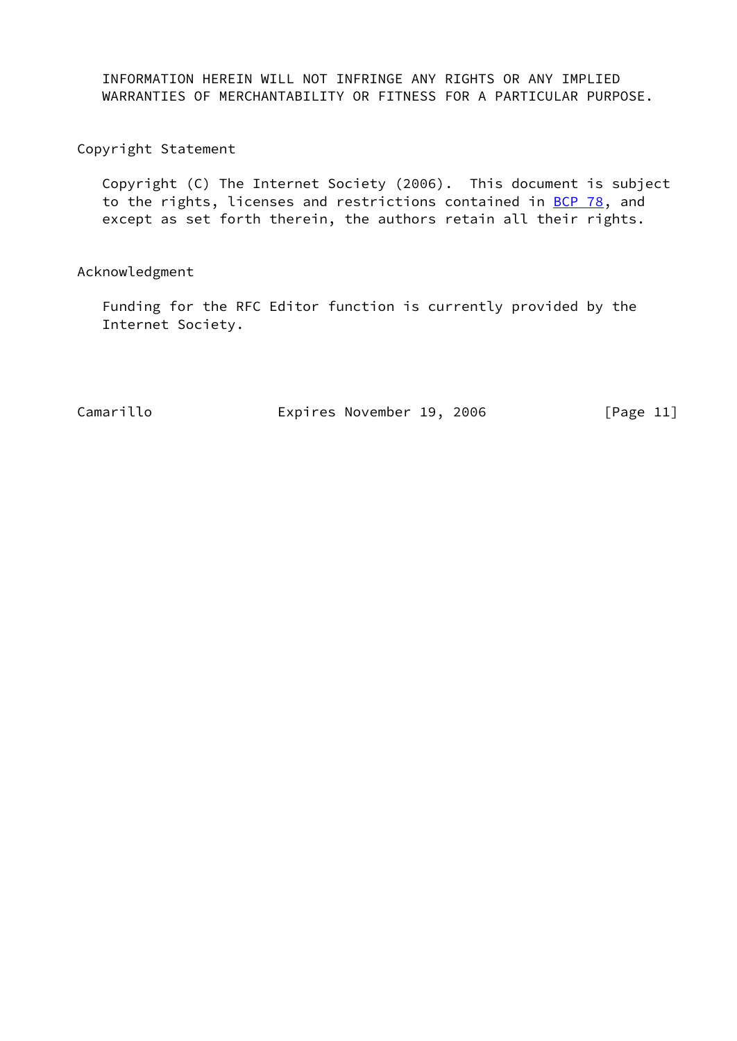INFORMATION HEREIN WILL NOT INFRINGE ANY RIGHTS OR ANY IMPLIED WARRANTIES OF MERCHANTABILITY OR FITNESS FOR A PARTICULAR PURPOSE.

## Copyright Statement

Copyright (C) The Internet Society (2006). This document is subject to the rights, licenses and restrictions contained in BCP 78, and except as set forth therein, the authors retain all their rights.

## Acknowledgment

Funding for the RFC Editor function is currently provided by the Internet Society.